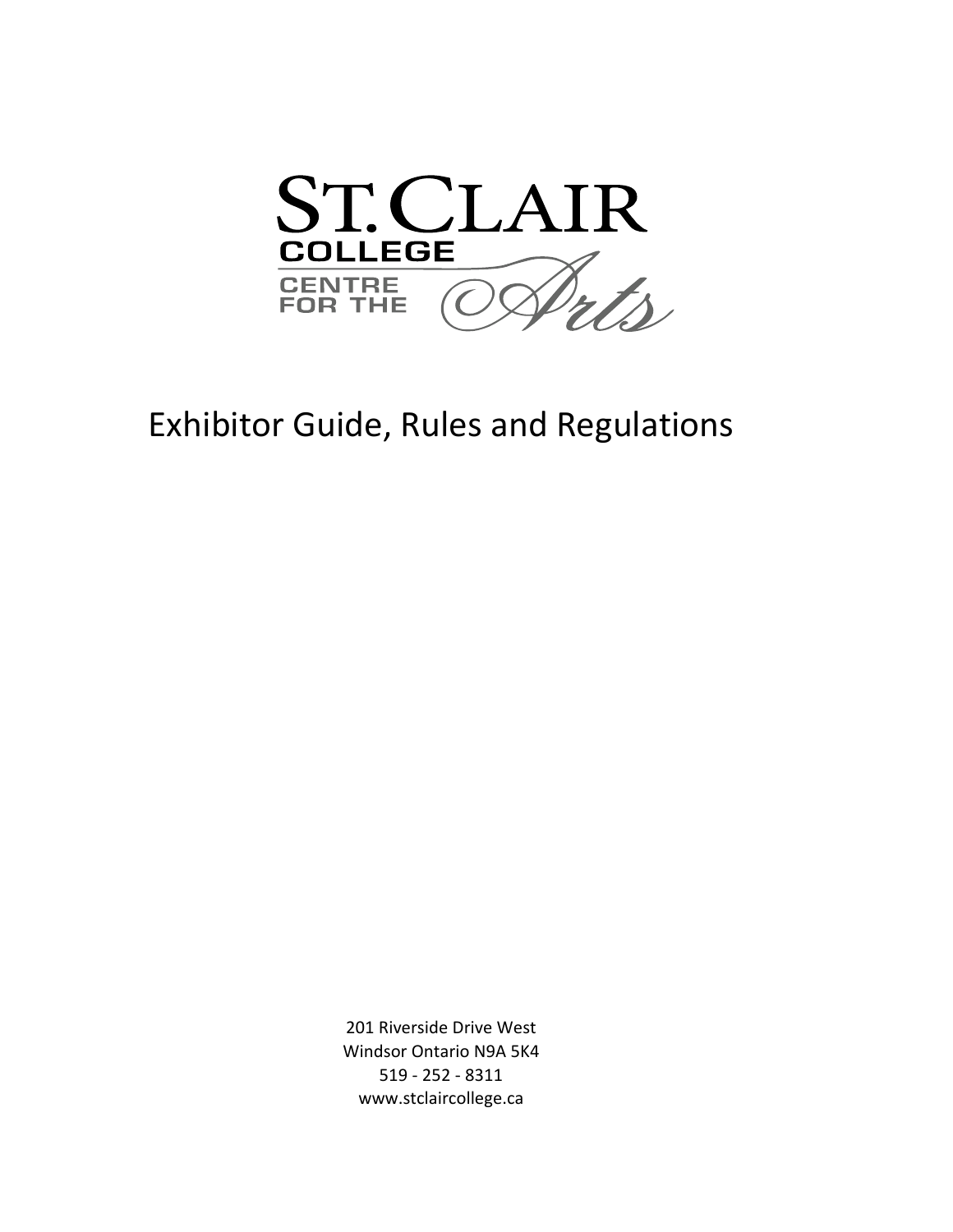ST. CLAIR COLLEGE CENTRE FOR THE Arts

# Exhibitor Guide, Rules and Regulations

201 Riverside Drive West
Windsor Ontario N9A 5K4
519 - 252 - 8311
www.stclaircollege.ca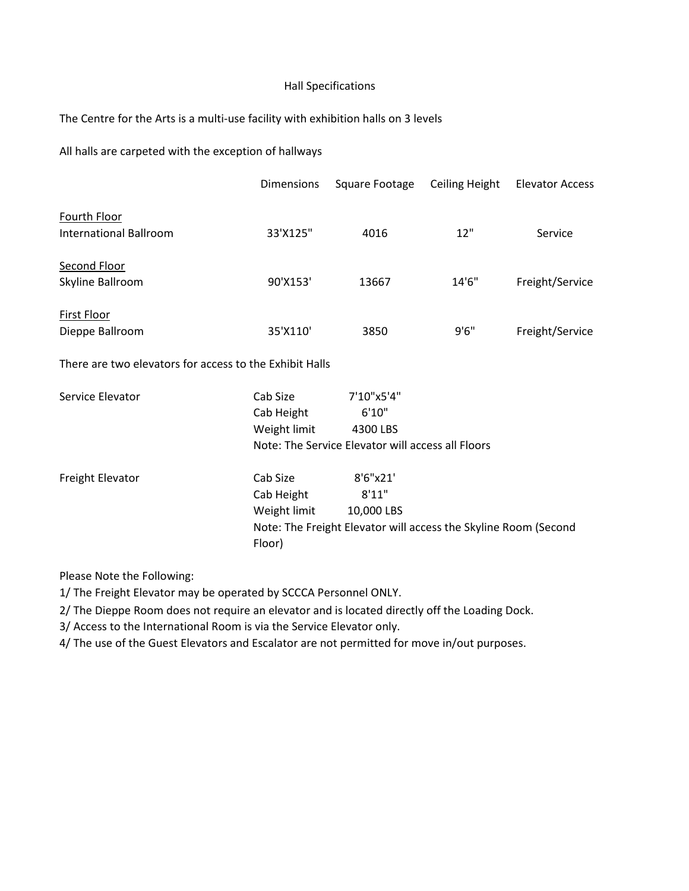# Hall Specifications

The Centre for the Arts is a multi-use facility with exhibition halls on 3 levels

All halls are carpeted with the exception of hallways

| | Dimensions | Square Footage | Ceiling Height | Elevator Access |
|---|---|---|---|---|
| <u>Fourth Floor</u> | | | | |
| International Ballroom | 33'X125" | 4016 | 12" | Service |
| <u>Second Floor</u> | | | | |
| Skyline Ballroom | 90'X153' | 13667 | 14'6" | Freight/Service |
| <u>First Floor</u> | | | | |
| Dieppe Ballroom | 35'X110' | 3850 | 9'6" | Freight/Service |

There are two elevators for access to the Exhibit Halls

| | | |
|---|---|---|
| Service Elevator | Cab Size | 7'10"x5'4" |
| | Cab Height | 6'10" |
| | Weight limit | 4300 LBS |
| | Note: The Service Elevator will access all Floors | |
| Freight Elevator | Cab Size | 8'6"x21' |
| | Cab Height | 8'11" |
| | Weight limit | 10,000 LBS |
| | Note: The Freight Elevator will access the Skyline Room (Second Floor) | |

Please Note the Following:

1/ The Freight Elevator may be operated by SCCCA Personnel ONLY.

2/ The Dieppe Room does not require an elevator and is located directly off the Loading Dock.

3/ Access to the International Room is via the Service Elevator only.

4/ The use of the Guest Elevators and Escalator are not permitted for move in/out purposes.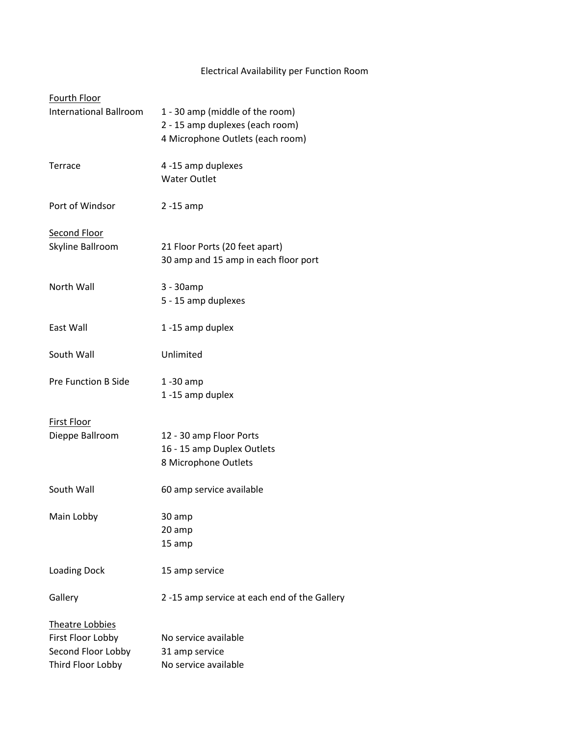# Electrical Availability per Function Room

| | |
|---|---|
| <u>Fourth Floor</u> | |
| International Ballroom | 1 - 30 amp (middle of the room)<br>2 - 15 amp duplexes (each room)<br>4 Microphone Outlets (each room) |
| Terrace | 4 -15 amp duplexes<br>Water Outlet |
| Port of Windsor | 2 -15 amp |
| <u>Second Floor</u> | |
| Skyline Ballroom | 21 Floor Ports (20 feet apart)<br>30 amp and 15 amp in each floor port |
| North Wall | 3 - 30amp<br>5 - 15 amp duplexes |
| East Wall | 1 -15 amp duplex |
| South Wall | Unlimited |
| Pre Function B Side | 1 -30 amp<br>1 -15 amp duplex |
| <u>First Floor</u> | |
| Dieppe Ballroom | 12 - 30 amp Floor Ports<br>16 - 15 amp Duplex Outlets<br>8 Microphone Outlets |
| South Wall | 60 amp service available |
| Main Lobby | 30 amp<br>20 amp<br>15 amp |
| Loading Dock | 15 amp service |
| Gallery | 2 -15 amp service at each end of the Gallery |
| <u>Theatre Lobbies</u> | |
| First Floor Lobby | No service available |
| Second Floor Lobby | 31 amp service |
| Third Floor Lobby | No service available |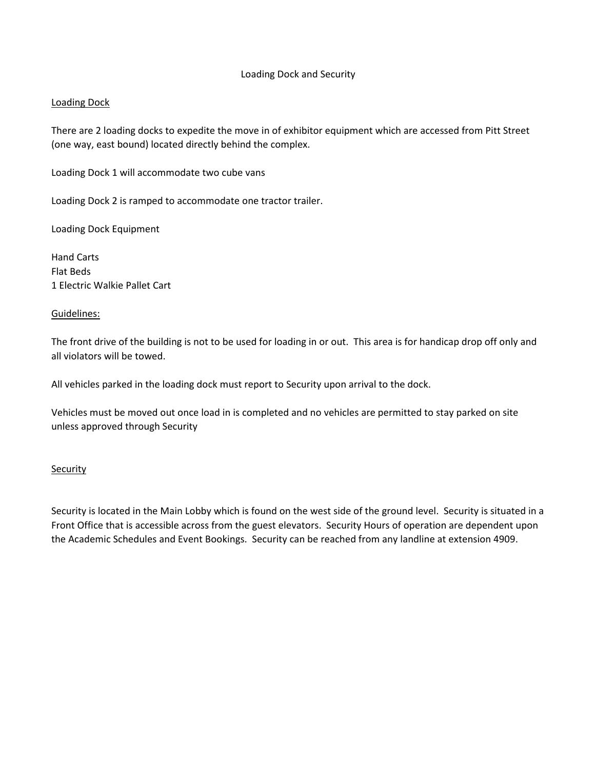# Loading Dock and Security

## Loading Dock

There are 2 loading docks to expedite the move in of exhibitor equipment which are accessed from Pitt Street (one way, east bound) located directly behind the complex.

Loading Dock 1 will accommodate two cube vans

Loading Dock 2 is ramped to accommodate one tractor trailer.

Loading Dock Equipment

Hand Carts
Flat Beds
1 Electric Walkie Pallet Cart

### Guidelines:

The front drive of the building is not to be used for loading in or out. This area is for handicap drop off only and all violators will be towed.

All vehicles parked in the loading dock must report to Security upon arrival to the dock.

Vehicles must be moved out once load in is completed and no vehicles are permitted to stay parked on site unless approved through Security

## Security

Security is located in the Main Lobby which is found on the west side of the ground level. Security is situated in a Front Office that is accessible across from the guest elevators. Security Hours of operation are dependent upon the Academic Schedules and Event Bookings. Security can be reached from any landline at extension 4909.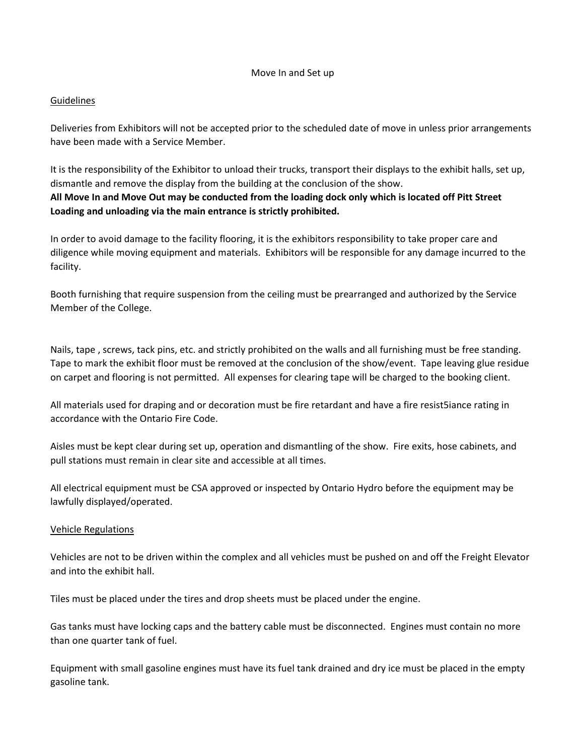Move In and Set up

Guidelines

Deliveries from Exhibitors will not be accepted prior to the scheduled date of move in unless prior arrangements have been made with a Service Member.

It is the responsibility of the Exhibitor to unload their trucks, transport their displays to the exhibit halls, set up, dismantle and remove the display from the building at the conclusion of the show.
**All Move In and Move Out may be conducted from the loading dock only which is located off Pitt Street Loading and unloading via the main entrance is strictly prohibited.**

In order to avoid damage to the facility flooring, it is the exhibitors responsibility to take proper care and diligence while moving equipment and materials. Exhibitors will be responsible for any damage incurred to the facility.

Booth furnishing that require suspension from the ceiling must be prearranged and authorized by the Service Member of the College.

Nails, tape , screws, tack pins, etc. and strictly prohibited on the walls and all furnishing must be free standing. Tape to mark the exhibit floor must be removed at the conclusion of the show/event. Tape leaving glue residue on carpet and flooring is not permitted. All expenses for clearing tape will be charged to the booking client.

All materials used for draping and or decoration must be fire retardant and have a fire resist5iance rating in accordance with the Ontario Fire Code.

Aisles must be kept clear during set up, operation and dismantling of the show. Fire exits, hose cabinets, and pull stations must remain in clear site and accessible at all times.

All electrical equipment must be CSA approved or inspected by Ontario Hydro before the equipment may be lawfully displayed/operated.

Vehicle Regulations

Vehicles are not to be driven within the complex and all vehicles must be pushed on and off the Freight Elevator and into the exhibit hall.

Tiles must be placed under the tires and drop sheets must be placed under the engine.

Gas tanks must have locking caps and the battery cable must be disconnected. Engines must contain no more than one quarter tank of fuel.

Equipment with small gasoline engines must have its fuel tank drained and dry ice must be placed in the empty gasoline tank.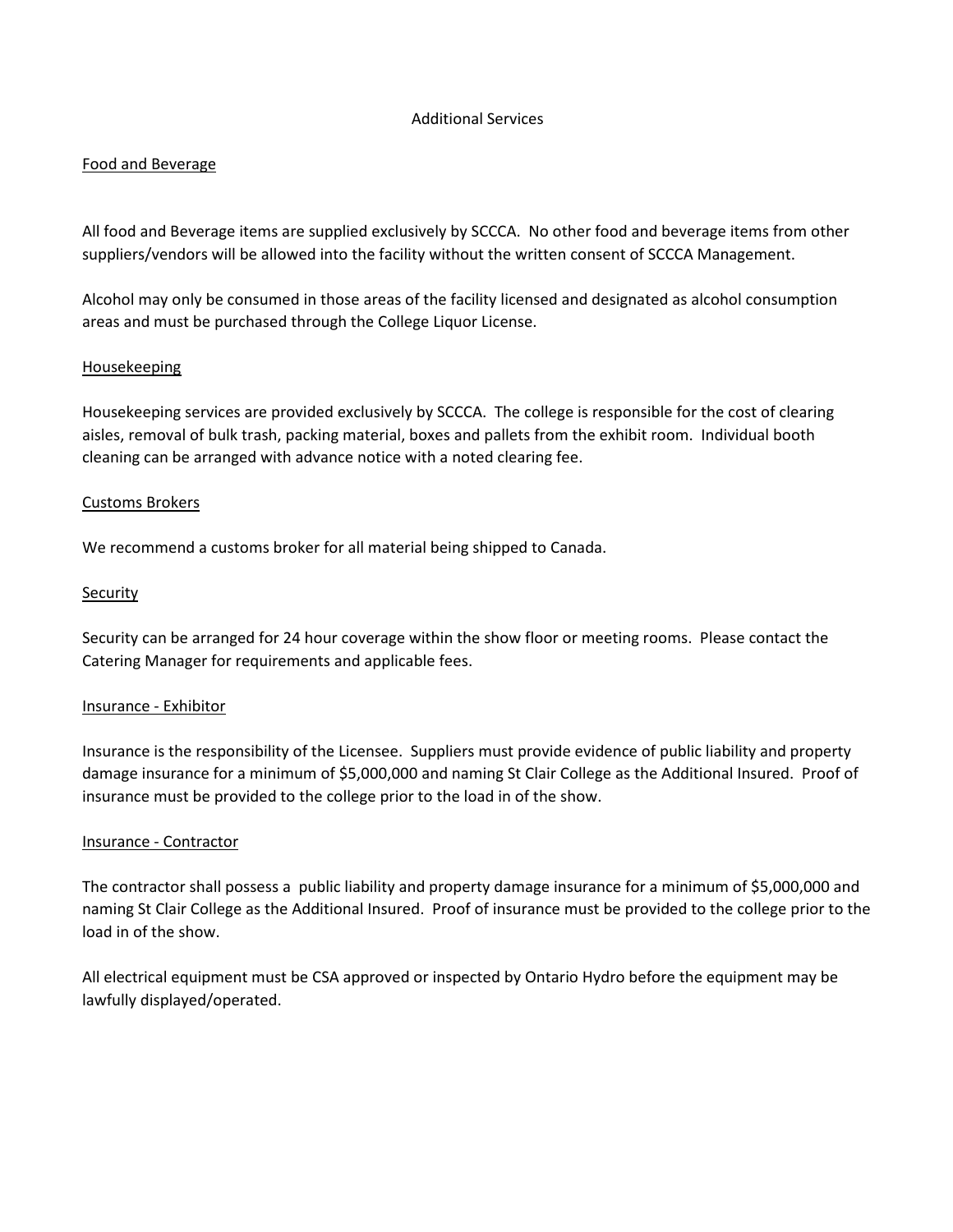# Additional Services

## Food and Beverage

All food and Beverage items are supplied exclusively by SCCCA. No other food and beverage items from other suppliers/vendors will be allowed into the facility without the written consent of SCCCA Management.

Alcohol may only be consumed in those areas of the facility licensed and designated as alcohol consumption areas and must be purchased through the College Liquor License.

## Housekeeping

Housekeeping services are provided exclusively by SCCCA. The college is responsible for the cost of clearing aisles, removal of bulk trash, packing material, boxes and pallets from the exhibit room. Individual booth cleaning can be arranged with advance notice with a noted clearing fee.

## Customs Brokers

We recommend a customs broker for all material being shipped to Canada.

## Security

Security can be arranged for 24 hour coverage within the show floor or meeting rooms. Please contact the Catering Manager for requirements and applicable fees.

## Insurance - Exhibitor

Insurance is the responsibility of the Licensee. Suppliers must provide evidence of public liability and property damage insurance for a minimum of $5,000,000 and naming St Clair College as the Additional Insured. Proof of insurance must be provided to the college prior to the load in of the show.

## Insurance - Contractor

The contractor shall possess a public liability and property damage insurance for a minimum of $5,000,000 and naming St Clair College as the Additional Insured. Proof of insurance must be provided to the college prior to the load in of the show.

All electrical equipment must be CSA approved or inspected by Ontario Hydro before the equipment may be lawfully displayed/operated.